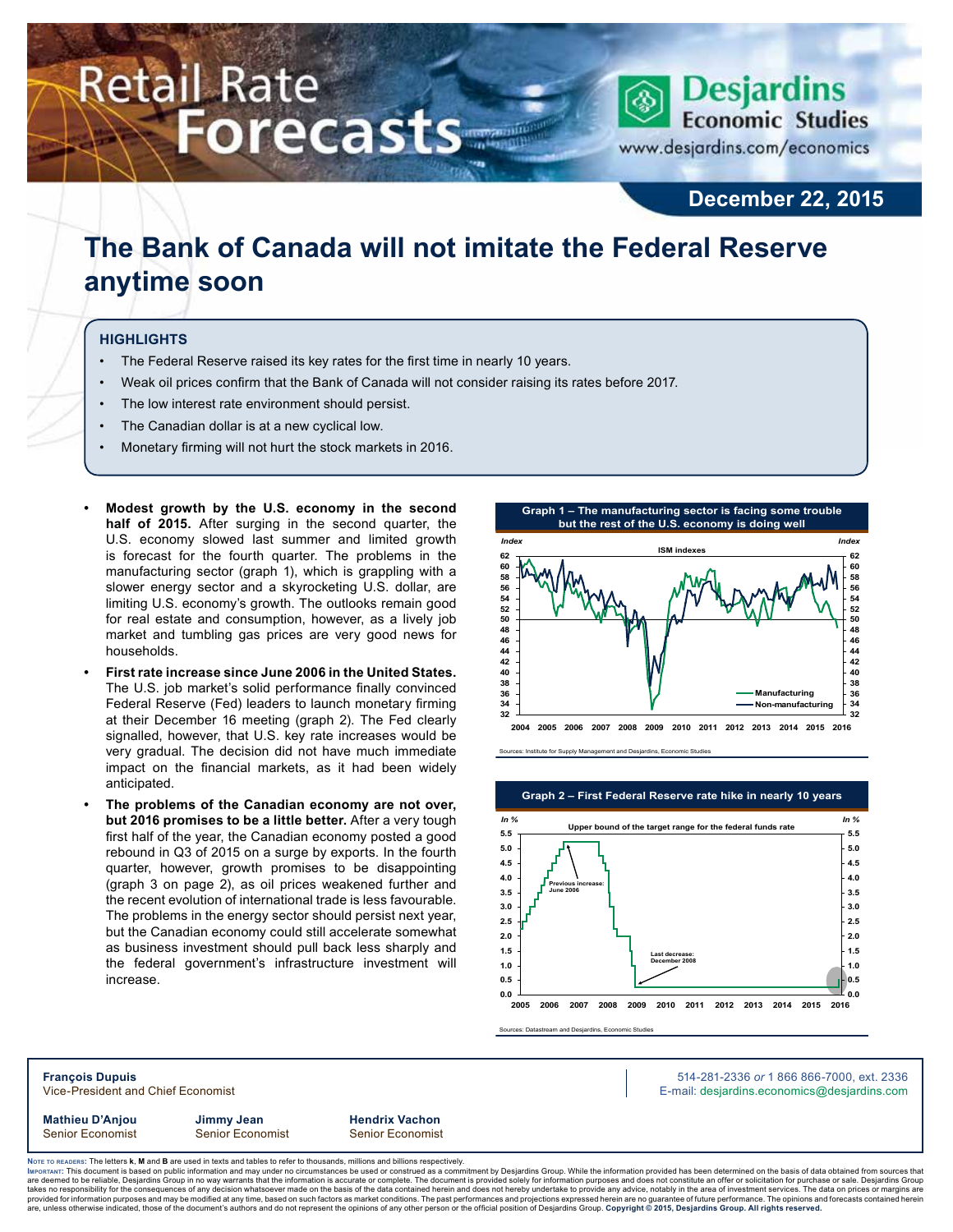# Retail Rate Forecasts

Desjardins
Economic Studies
www.desjardins.com/economics

December 22, 2015

# The Bank of Canada will not imitate the Federal Reserve anytime soon

## HIGHLIGHTS

- The Federal Reserve raised its key rates for the first time in nearly 10 years.
- Weak oil prices confirm that the Bank of Canada will not consider raising its rates before 2017.
- The low interest rate environment should persist.
- The Canadian dollar is at a new cyclical low.
- Monetary firming will not hurt the stock markets in 2016.

- **Modest growth by the U.S. economy in the second half of 2015.** After surging in the second quarter, the U.S. economy slowed last summer and limited growth is forecast for the fourth quarter. The problems in the manufacturing sector (graph 1), which is grappling with a slower energy sector and a skyrocketing U.S. dollar, are limiting U.S. economy's growth. The outlooks remain good for real estate and consumption, however, as a lively job market and tumbling gas prices are very good news for households.
- **First rate increase since June 2006 in the United States.** The U.S. job market's solid performance finally convinced Federal Reserve (Fed) leaders to launch monetary firming at their December 16 meeting (graph 2). The Fed clearly signalled, however, that U.S. key rate increases would be very gradual. The decision did not have much immediate impact on the financial markets, as it had been widely anticipated.
- **The problems of the Canadian economy are not over, but 2016 promises to be a little better.** After a very tough first half of the year, the Canadian economy posted a good rebound in Q3 of 2015 on a surge by exports. In the fourth quarter, however, growth promises to be disappointing (graph 3 on page 2), as oil prices weakened further and the recent evolution of international trade is less favourable. The problems in the energy sector should persist next year, but the Canadian economy could still accelerate somewhat as business investment should pull back less sharply and the federal government's infrastructure investment will increase.

**Graph 1 – The manufacturing sector is facing some trouble but the rest of the U.S. economy is doing well**

Index
ISM indexes
62, 60, 58, 56, 54, 52, 50, 48, 46, 44, 42, 40, 38, 36, 34, 32
2004 2005 2006 2007 2008 2009 2010 2011 2012 2013 2014 2015 2016
Manufacturing
Non-manufacturing

Sources: Institute for Supply Management and Desjardins, Economic Studies

**Graph 2 – First Federal Reserve rate hike in nearly 10 years**

In %
Upper bound of the target range for the federal funds rate
5.5, 5.0, 4.5, 4.0, 3.5, 3.0, 2.5, 2.0, 1.5, 1.0, 0.5, 0.0
2005 2006 2007 2008 2009 2010 2011 2012 2013 2014 2015 2016
Previous increase: June 2006
Last decrease: December 2008

Sources: Datastream and Desjardins, Economic Studies

**François Dupuis**
Vice-President and Chief Economist

514-281-2336 *or* 1 866 866-7000, ext. 2336
E-mail: desjardins.economics@desjardins.com

**Mathieu D'Anjou** – Senior Economist
**Jimmy Jean** – Senior Economist
**Hendrix Vachon** – Senior Economist

Note to readers: The letters **k**, **M** and **B** are used in texts and tables to refer to thousands, millions and billions respectively.

Important: This document is based on public information and may under no circumstances be used or construed as a commitment by Desjardins Group. While the information provided has been determined on the basis of data obtained from sources that are deemed to be reliable, Desjardins Group in no way warrants that the information is accurate or complete. The document is provided solely for information purposes and does not constitute an offer or solicitation for purchase or sale. Desjardins Group takes no responsibility for the consequences of any decision whatsoever made on the basis of the data contained herein and does not hereby undertake to provide any advice, notably in the area of investment services. The data on prices or margins are provided for information purposes and may be modified at any time, based on such factors as market conditions. The past performances and projections expressed herein are no guarantee of future performance. The opinions and forecasts contained herein are, unless otherwise indicated, those of the document's authors and do not represent the opinions of any other person or the official position of Desjardins Group. **Copyright © 2015, Desjardins Group. All rights reserved.**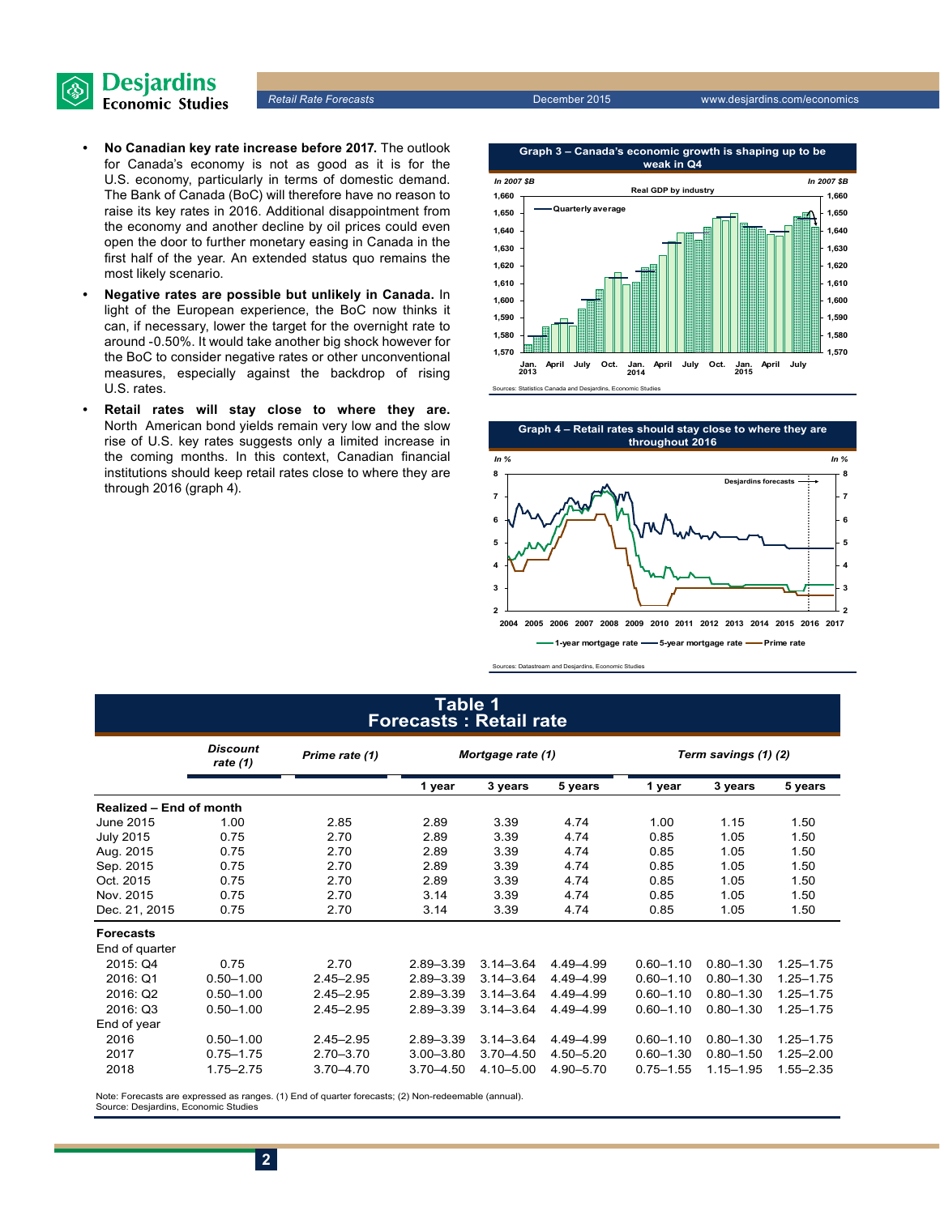- **No Canadian key rate increase before 2017.** The outlook for Canada's economy is not as good as it is for the U.S. economy, particularly in terms of domestic demand. The Bank of Canada (BoC) will therefore have no reason to raise its key rates in 2016. Additional disappointment from the economy and another decline by oil prices could even open the door to further monetary easing in Canada in the first half of the year. An extended status quo remains the most likely scenario.
- **Negative rates are possible but unlikely in Canada.** In light of the European experience, the BoC now thinks it can, if necessary, lower the target for the overnight rate to around -0.50%. It would take another big shock however for the BoC to consider negative rates or other unconventional measures, especially against the backdrop of rising U.S. rates.
- **Retail rates will stay close to where they are.** North American bond yields remain very low and the slow rise of U.S. key rates suggests only a limited increase in the coming months. In this context, Canadian financial institutions should keep retail rates close to where they are through 2016 (graph 4).

**Graph 3 – Canada's economic growth is shaping up to be weak in Q4**

In 2007 $B

In 2007 $B

Real GDP by industry

Quarterly average

1,660
1,650
1,640
1,630
1,620
1,610
1,600
1,590
1,580
1,570

Jan. 2013, April, July, Oct., Jan. 2014, April, July, Oct., Jan. 2015, April, July

Sources: Statistics Canada and Desjardins, Economic Studies

**Graph 4 – Retail rates should stay close to where they are throughout 2016**

In %

In %

Desjardins forecasts

8
7
6
5
4
3
2

2004, 2005, 2006, 2007, 2008, 2009, 2010, 2011, 2012, 2013, 2014, 2015, 2016, 2017

1-year mortgage rate, 5-year mortgage rate, Prime rate

Sources: Datastream and Desjardins, Economic Studies

**Table 1**
**Forecasts : Retail rate**

| | *Discount rate (1)* | *Prime rate (1)* | *Mortgage rate (1)* | | | *Term savings (1) (2)* | | |
|---|---|---|---|---|---|---|---|---|
| | | | 1 year | 3 years | 5 years | 1 year | 3 years | 5 years |
| **Realized – End of month** | | | | | | | | |
| June 2015 | 1.00 | 2.85 | 2.89 | 3.39 | 4.74 | 1.00 | 1.15 | 1.50 |
| July 2015 | 0.75 | 2.70 | 2.89 | 3.39 | 4.74 | 0.85 | 1.05 | 1.50 |
| Aug. 2015 | 0.75 | 2.70 | 2.89 | 3.39 | 4.74 | 0.85 | 1.05 | 1.50 |
| Sep. 2015 | 0.75 | 2.70 | 2.89 | 3.39 | 4.74 | 0.85 | 1.05 | 1.50 |
| Oct. 2015 | 0.75 | 2.70 | 2.89 | 3.39 | 4.74 | 0.85 | 1.05 | 1.50 |
| Nov. 2015 | 0.75 | 2.70 | 3.14 | 3.39 | 4.74 | 0.85 | 1.05 | 1.50 |
| Dec. 21, 2015 | 0.75 | 2.70 | 3.14 | 3.39 | 4.74 | 0.85 | 1.05 | 1.50 |
| **Forecasts** | | | | | | | | |
| End of quarter | | | | | | | | |
| 2015: Q4 | 0.75 | 2.70 | 2.89–3.39 | 3.14–3.64 | 4.49–4.99 | 0.60–1.10 | 0.80–1.30 | 1.25–1.75 |
| 2016: Q1 | 0.50–1.00 | 2.45–2.95 | 2.89–3.39 | 3.14–3.64 | 4.49–4.99 | 0.60–1.10 | 0.80–1.30 | 1.25–1.75 |
| 2016: Q2 | 0.50–1.00 | 2.45–2.95 | 2.89–3.39 | 3.14–3.64 | 4.49–4.99 | 0.60–1.10 | 0.80–1.30 | 1.25–1.75 |
| 2016: Q3 | 0.50–1.00 | 2.45–2.95 | 2.89–3.39 | 3.14–3.64 | 4.49–4.99 | 0.60–1.10 | 0.80–1.30 | 1.25–1.75 |
| End of year | | | | | | | | |
| 2016 | 0.50–1.00 | 2.45–2.95 | 2.89–3.39 | 3.14–3.64 | 4.49–4.99 | 0.60–1.10 | 0.80–1.30 | 1.25–1.75 |
| 2017 | 0.75–1.75 | 2.70–3.70 | 3.00–3.80 | 3.70–4.50 | 4.50–5.20 | 0.60–1.30 | 0.80–1.50 | 1.25–2.00 |
| 2018 | 1.75–2.75 | 3.70–4.70 | 3.70–4.50 | 4.10–5.00 | 4.90–5.70 | 0.75–1.55 | 1.15–1.95 | 1.55–2.35 |

Note: Forecasts are expressed as ranges. (1) End of quarter forecasts; (2) Non-redeemable (annual).
Source: Desjardins, Economic Studies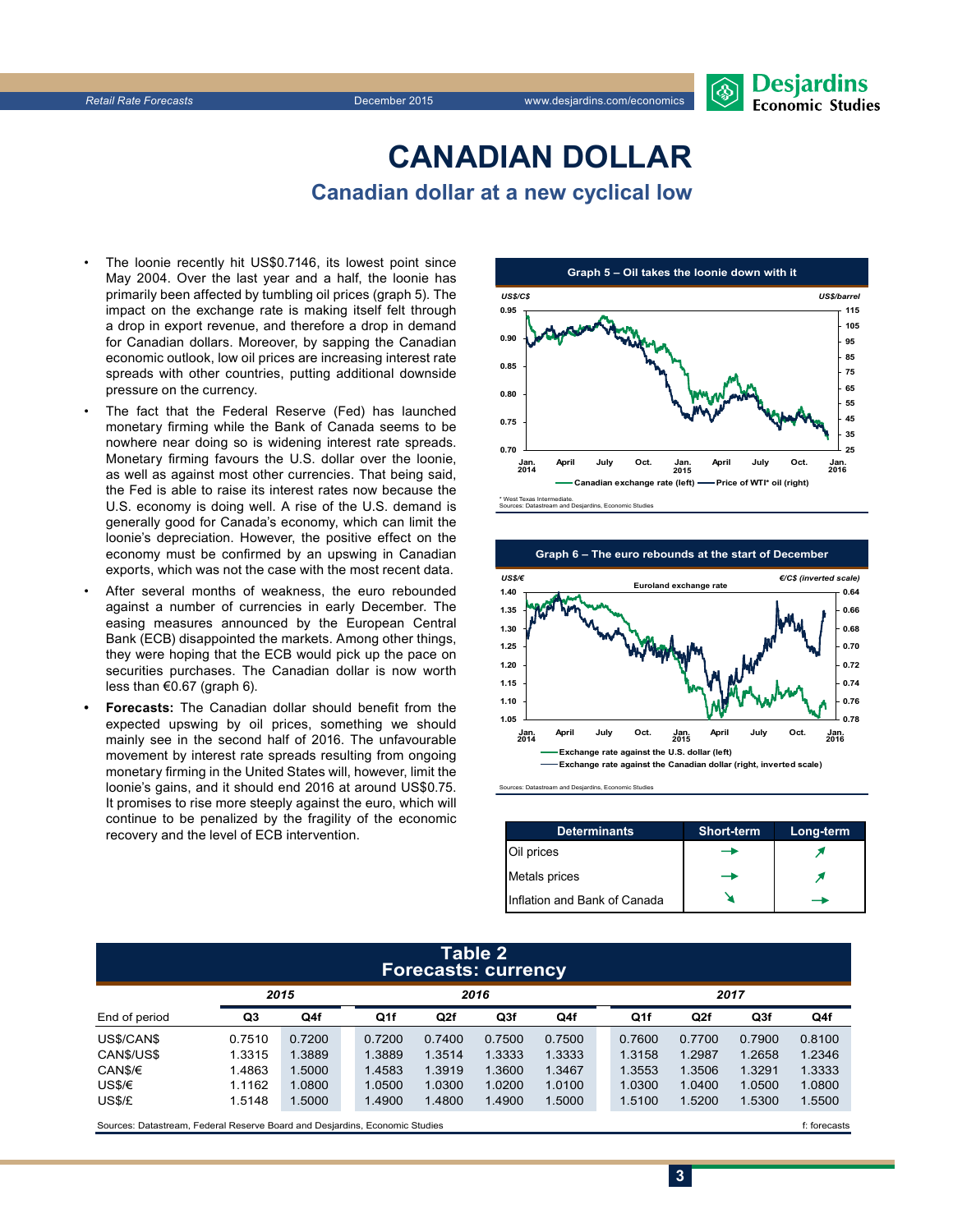# CANADIAN DOLLAR

## Canadian dollar at a new cyclical low

- The loonie recently hit US$0.7146, its lowest point since May 2004. Over the last year and a half, the loonie has primarily been affected by tumbling oil prices (graph 5). The impact on the exchange rate is making itself felt through a drop in export revenue, and therefore a drop in demand for Canadian dollars. Moreover, by sapping the Canadian economic outlook, low oil prices are increasing interest rate spreads with other countries, putting additional downside pressure on the currency.
- The fact that the Federal Reserve (Fed) has launched monetary firming while the Bank of Canada seems to be nowhere near doing so is widening interest rate spreads. Monetary firming favours the U.S. dollar over the loonie, as well as against most other currencies. That being said, the Fed is able to raise its interest rates now because the U.S. economy is doing well. A rise of the U.S. demand is generally good for Canada's economy, which can limit the loonie's depreciation. However, the positive effect on the economy must be confirmed by an upswing in Canadian exports, which was not the case with the most recent data.
- After several months of weakness, the euro rebounded against a number of currencies in early December. The easing measures announced by the European Central Bank (ECB) disappointed the markets. Among other things, they were hoping that the ECB would pick up the pace on securities purchases. The Canadian dollar is now worth less than €0.67 (graph 6).
- **Forecasts:** The Canadian dollar should benefit from the expected upswing by oil prices, something we should mainly see in the second half of 2016. The unfavourable movement by interest rate spreads resulting from ongoing monetary firming in the United States will, however, limit the loonie's gains, and it should end 2016 at around US$0.75. It promises to rise more steeply against the euro, which will continue to be penalized by the fragility of the economic recovery and the level of ECB intervention.

**Graph 5 – Oil takes the loonie down with it**

US$/C$ | US$/barrel

0.95, 0.90, 0.85, 0.80, 0.75, 0.70

115, 105, 95, 85, 75, 65, 55, 45, 35, 25

Jan. 2014, April, July, Oct., Jan. 2015, April, July, Oct., Jan. 2016

Canadian exchange rate (left) — Price of WTI* oil (right)

\* West Texas Intermediate.
Sources: Datastream and Desjardins, Economic Studies

**Graph 6 – The euro rebounds at the start of December**

US$/€ | €/C$ (inverted scale)

Euroland exchange rate

1.40, 1.35, 1.30, 1.25, 1.20, 1.15, 1.10, 1.05

0.64, 0.66, 0.68, 0.70, 0.72, 0.74, 0.76, 0.78

Jan. 2014, April, July, Oct., Jan. 2015, April, July, Oct., Jan. 2016

Exchange rate against the U.S. dollar (left)
Exchange rate against the Canadian dollar (right, inverted scale)

Sources: Datastream and Desjardins, Economic Studies

| Determinants | Short-term | Long-term |
|---|---|---|
| Oil prices | → | ↗ |
| Metals prices | → | ↗ |
| Inflation and Bank of Canada | ↘ | → |

**Table 2**
**Forecasts: currency**

| | 2015 | | 2016 | | | | 2017 | | | |
|---|---|---|---|---|---|---|---|---|---|---|
| End of period | Q3 | Q4f | Q1f | Q2f | Q3f | Q4f | Q1f | Q2f | Q3f | Q4f |
| US$/CAN$ | 0.7510 | 0.7200 | 0.7200 | 0.7400 | 0.7500 | 0.7500 | 0.7600 | 0.7700 | 0.7900 | 0.8100 |
| CAN$/US$ | 1.3315 | 1.3889 | 1.3889 | 1.3514 | 1.3333 | 1.3333 | 1.3158 | 1.2987 | 1.2658 | 1.2346 |
| CAN$/€ | 1.4863 | 1.5000 | 1.4583 | 1.3919 | 1.3600 | 1.3467 | 1.3553 | 1.3506 | 1.3291 | 1.3333 |
| US$/€ | 1.1162 | 1.0800 | 1.0500 | 1.0300 | 1.0200 | 1.0100 | 1.0300 | 1.0400 | 1.0500 | 1.0800 |
| US$/£ | 1.5148 | 1.5000 | 1.4900 | 1.4800 | 1.4900 | 1.5000 | 1.5100 | 1.5200 | 1.5300 | 1.5500 |

Sources: Datastream, Federal Reserve Board and Desjardins, Economic Studies — f: forecasts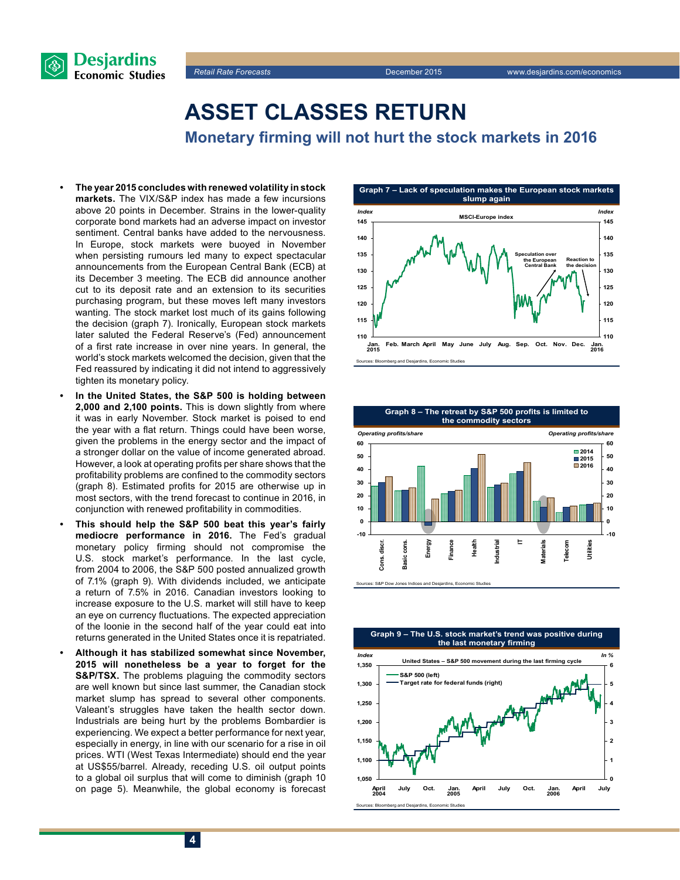# ASSET CLASSES RETURN

## Monetary firming will not hurt the stock markets in 2016

- **The year 2015 concludes with renewed volatility in stock markets.** The VIX/S&P index has made a few incursions above 20 points in December. Strains in the lower-quality corporate bond markets had an adverse impact on investor sentiment. Central banks have added to the nervousness. In Europe, stock markets were buoyed in November when persisting rumours led many to expect spectacular announcements from the European Central Bank (ECB) at its December 3 meeting. The ECB did announce another cut to its deposit rate and an extension to its securities purchasing program, but these moves left many investors wanting. The stock market lost much of its gains following the decision (graph 7). Ironically, European stock markets later saluted the Federal Reserve's (Fed) announcement of a first rate increase in over nine years. In general, the world's stock markets welcomed the decision, given that the Fed reassured by indicating it did not intend to aggressively tighten its monetary policy.
- **In the United States, the S&P 500 is holding between 2,000 and 2,100 points.** This is down slightly from where it was in early November. Stock market is poised to end the year with a flat return. Things could have been worse, given the problems in the energy sector and the impact of a stronger dollar on the value of income generated abroad. However, a look at operating profits per share shows that the profitability problems are confined to the commodity sectors (graph 8). Estimated profits for 2015 are otherwise up in most sectors, with the trend forecast to continue in 2016, in conjunction with renewed profitability in commodities.
- **This should help the S&P 500 beat this year's fairly mediocre performance in 2016.** The Fed's gradual monetary policy firming should not compromise the U.S. stock market's performance. In the last cycle, from 2004 to 2006, the S&P 500 posted annualized growth of 7.1% (graph 9). With dividends included, we anticipate a return of 7.5% in 2016. Canadian investors looking to increase exposure to the U.S. market will still have to keep an eye on currency fluctuations. The expected appreciation of the loonie in the second half of the year could eat into returns generated in the United States once it is repatriated.
- **Although it has stabilized somewhat since November, 2015 will nonetheless be a year to forget for the S&P/TSX.** The problems plaguing the commodity sectors are well known but since last summer, the Canadian stock market slump has spread to several other components. Valeant's struggles have taken the health sector down. Industrials are being hurt by the problems Bombardier is experiencing. We expect a better performance for next year, especially in energy, in line with our scenario for a rise in oil prices. WTI (West Texas Intermediate) should end the year at US$55/barrel. Already, receding U.S. oil output points to a global oil surplus that will come to diminish (graph 10 on page 5). Meanwhile, the global economy is forecast

**Graph 7 – Lack of speculation makes the European stock markets slump again**

Sources: Bloomberg and Desjardins, Economic Studies

**Graph 8 – The retreat by S&P 500 profits is limited to the commodity sectors**

Sources: S&P Dow Jones Indices and Desjardins, Economic Studies

**Graph 9 – The U.S. stock market's trend was positive during the last monetary firming**

Sources: Bloomberg and Desjardins, Economic Studies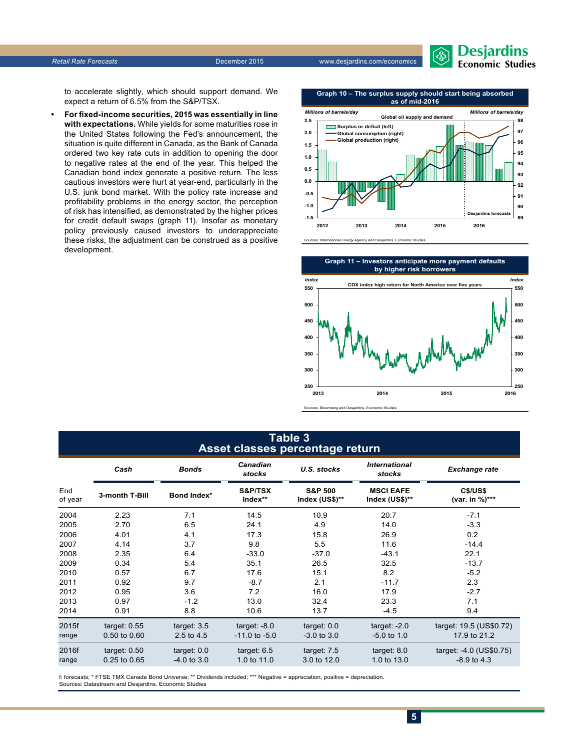to accelerate slightly, which should support demand. We expect a return of 6.5% from the S&P/TSX.

- **For fixed-income securities, 2015 was essentially in line with expectations.** While yields for some maturities rose in the United States following the Fed's announcement, the situation is quite different in Canada, as the Bank of Canada ordered two key rate cuts in addition to opening the door to negative rates at the end of the year. This helped the Canadian bond index generate a positive return. The less cautious investors were hurt at year-end, particularly in the U.S. junk bond market. With the policy rate increase and profitability problems in the energy sector, the perception of risk has intensified, as demonstrated by the higher prices for credit default swaps (graph 11). Insofar as monetary policy previously caused investors to underappreciate these risks, the adjustment can be construed as a positive development.

**Graph 10 – The surplus supply should start being absorbed as of mid-2016**

Millions of barrels/day

Global oil supply and demand

Millions of barrels/day

Surplus or deficit (left)

Global consumption (right)

Global production (right)

Desjardins forecasts

2.5, 2.0, 1.5, 1.0, 0.5, 0.0, -0.5, -1.0, -1.5

98, 97, 96, 95, 94, 93, 92, 91, 90, 89

2012, 2013, 2014, 2015, 2016

Sources: International Energy Agency and Desjardins, Economic Studies

**Graph 11 – Investors anticipate more payment defaults by higher risk borrowers**

Index

CDX index high return for North America over five years

Index

550, 500, 450, 400, 350, 300, 250

2013, 2014, 2015, 2016

Sources: Bloomberg and Desjardins, Economic Studies

**Table 3**
**Asset classes percentage return**

| | Cash | Bonds | Canadian stocks | U.S. stocks | International stocks | Exchange rate |
|---|---|---|---|---|---|---|
| End of year | 3-month T-Bill | Bond Index* | S&P/TSX Index** | S&P 500 Index (US$)** | MSCI EAFE Index (US$)** | C$/US$ (var. in %)*** |
| 2004 | 2.23 | 7.1 | 14.5 | 10.9 | 20.7 | -7.1 |
| 2005 | 2.70 | 6.5 | 24.1 | 4.9 | 14.0 | -3.3 |
| 2006 | 4.01 | 4.1 | 17.3 | 15.8 | 26.9 | 0.2 |
| 2007 | 4.14 | 3.7 | 9.8 | 5.5 | 11.6 | -14.4 |
| 2008 | 2.35 | 6.4 | -33.0 | -37.0 | -43.1 | 22.1 |
| 2009 | 0.34 | 5.4 | 35.1 | 26.5 | 32.5 | -13.7 |
| 2010 | 0.57 | 6.7 | 17.6 | 15.1 | 8.2 | -5.2 |
| 2011 | 0.92 | 9.7 | -8.7 | 2.1 | -11.7 | 2.3 |
| 2012 | 0.95 | 3.6 | 7.2 | 16.0 | 17.9 | -2.7 |
| 2013 | 0.97 | -1.2 | 13.0 | 32.4 | 23.3 | 7.1 |
| 2014 | 0.91 | 8.8 | 10.6 | 13.7 | -4.5 | 9.4 |
| 2015f | target: 0.55 | target: 3.5 | target: -8.0 | target: 0.0 | target: -2.0 | target: 19.5 (US$0.72) |
| range | 0.50 to 0.60 | 2.5 to 4.5 | -11.0 to -5.0 | -3.0 to 3.0 | -5.0 to 1.0 | 17.9 to 21.2 |
| 2016f | target: 0.50 | target: 0.0 | target: 6.5 | target: 7.5 | target: 8.0 | target: -4.0 (US$0.75) |
| range | 0.25 to 0.65 | -4.0 to 3.0 | 1.0 to 11.0 | 3.0 to 12.0 | 1.0 to 13.0 | -8.9 to 4.3 |

f: forecasts; * FTSE TMX Canada Bond Universe; ** Dividends included; *** Negative = appreciation, positive = depreciation.
Sources: Datastream and Desjardins, Economic Studies